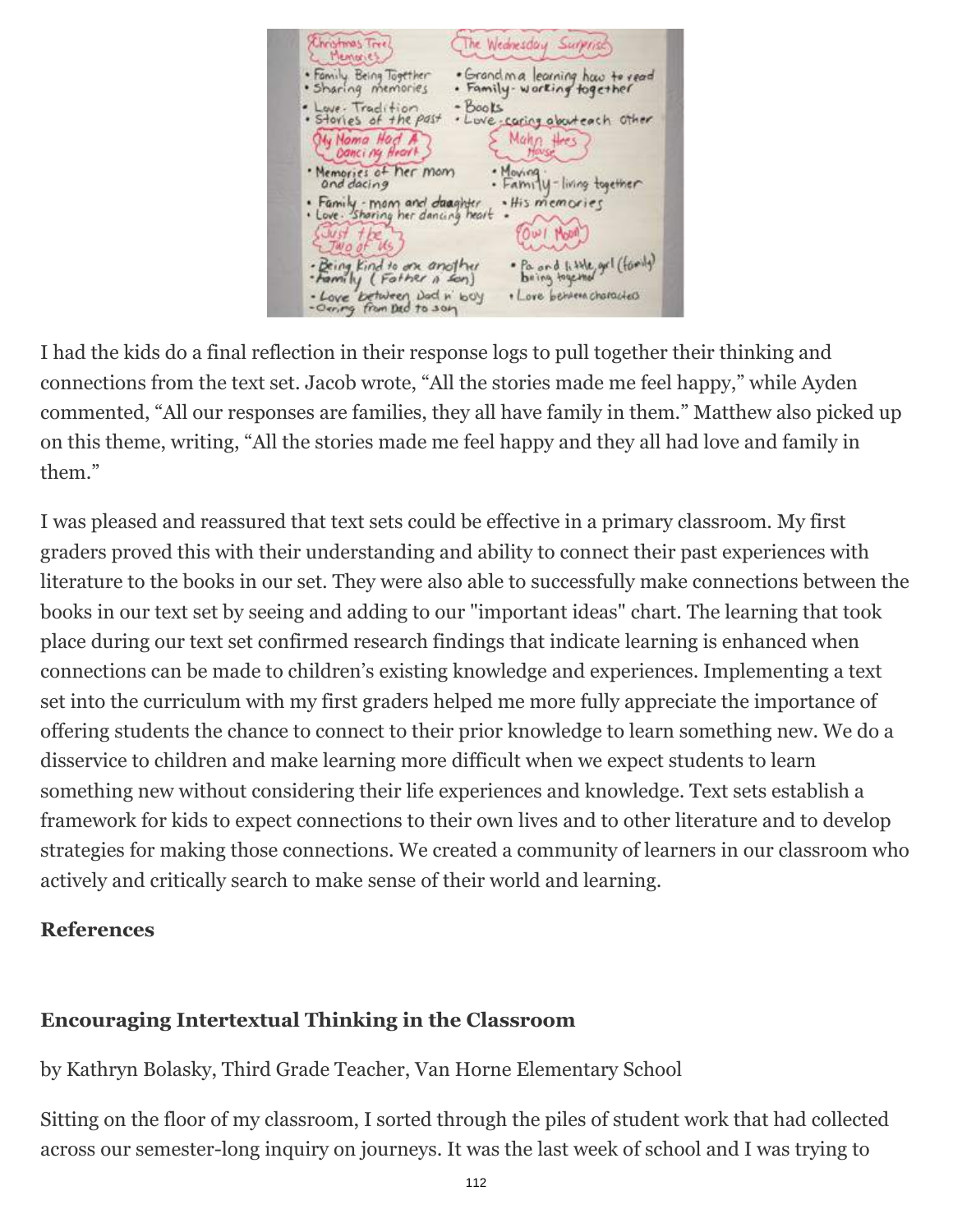I had the kids do a final reflection in their response logs to pull together their thinking and connections from the text set. Jacob wrote, "All the stories made me feel happy," while Ayden commented, "All our responses are families, they all have family in them." Matthew also picked up on this theme, writing, "All the stories made me feel happy and they all had love and family in them."

I was pleased and reassured that text sets could be effective in a primary classroom. My first graders proved this with their understanding and ability to connect their past experiences with literature to the books in our set. They were also able to successfully make connections between the books in our text set by seeing and adding to our "important ideas" chart. The learning that took place during our text set confirmed research findings that indicate learning is enhanced when connections can be made to children's existing knowledge and experiences. Implementing a text set into the curriculum with my first graders helped me more fully appreciate the importance of offering students the chance to connect to their prior knowledge to learn something new. We do a disservice to children and make learning more difficult when we expect students to learn something new without considering their life experiences and knowledge. Text sets establish a framework for kids to expect connections to their own lives and to other literature and to develop strategies for making those connections. We created a community of learners in our classroom who actively and critically search to make sense of their world and learning.

**References**

**Encouraging Intertextual Thinking in the Classroom**

by Kathryn Bolasky, Third Grade Teacher, Van Horne Elementary School

Sitting on the floor of my classroom, I sorted through the piles of student work that had collected across our semester-long inquiry on journeys. It was the last week of school and I was trying to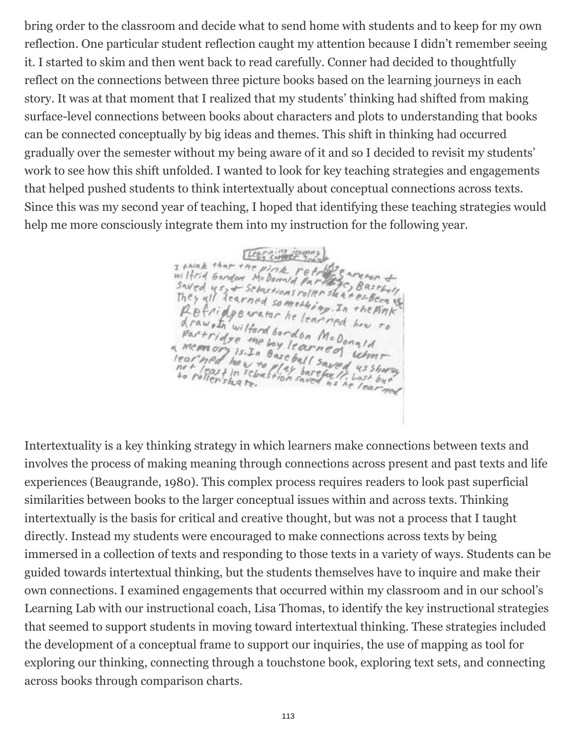bring order to the classroom and decide what to send home with students and to keep for my own reflection. One particular student reflection caught my attention because I didn't remember seeing it. I started to skim and then went back to read carefully. Conner had decided to thoughtfully reflect on the connections between three picture books based on the learning journeys in each story. It was at that moment that I realized that my students' thinking had shifted from making surface-level connections between books about characters and plots to understanding that books can be connected conceptually by big ideas and themes. This shift in thinking had occurred gradually over the semester without my being aware of it and so I decided to revisit my students' work to see how this shift unfolded. I wanted to look for key teaching strategies and engagements that helped pushed students to think intertextually about conceptual connections across texts. Since this was my second year of teaching, I hoped that identifying these teaching strategies would help me more consciously integrate them into my instruction for the following year.

Intertextuality is a key thinking strategy in which learners make connections between texts and involves the process of making meaning through connections across present and past texts and life experiences (Beaugrande, 1980). This complex process requires readers to look past superficial similarities between books to the larger conceptual issues within and across texts. Thinking intertextually is the basis for critical and creative thought, but was not a process that I taught directly. Instead my students were encouraged to make connections across texts by being immersed in a collection of texts and responding to those texts in a variety of ways. Students can be guided towards intertextual thinking, but the students themselves have to inquire and make their own connections. I examined engagements that occurred within my classroom and in our school's Learning Lab with our instructional coach, Lisa Thomas, to identify the key instructional strategies that seemed to support students in moving toward intertextual thinking. These strategies included the development of a conceptual frame to support our inquiries, the use of mapping as tool for exploring our thinking, connecting through a touchstone book, exploring text sets, and connecting across books through comparison charts.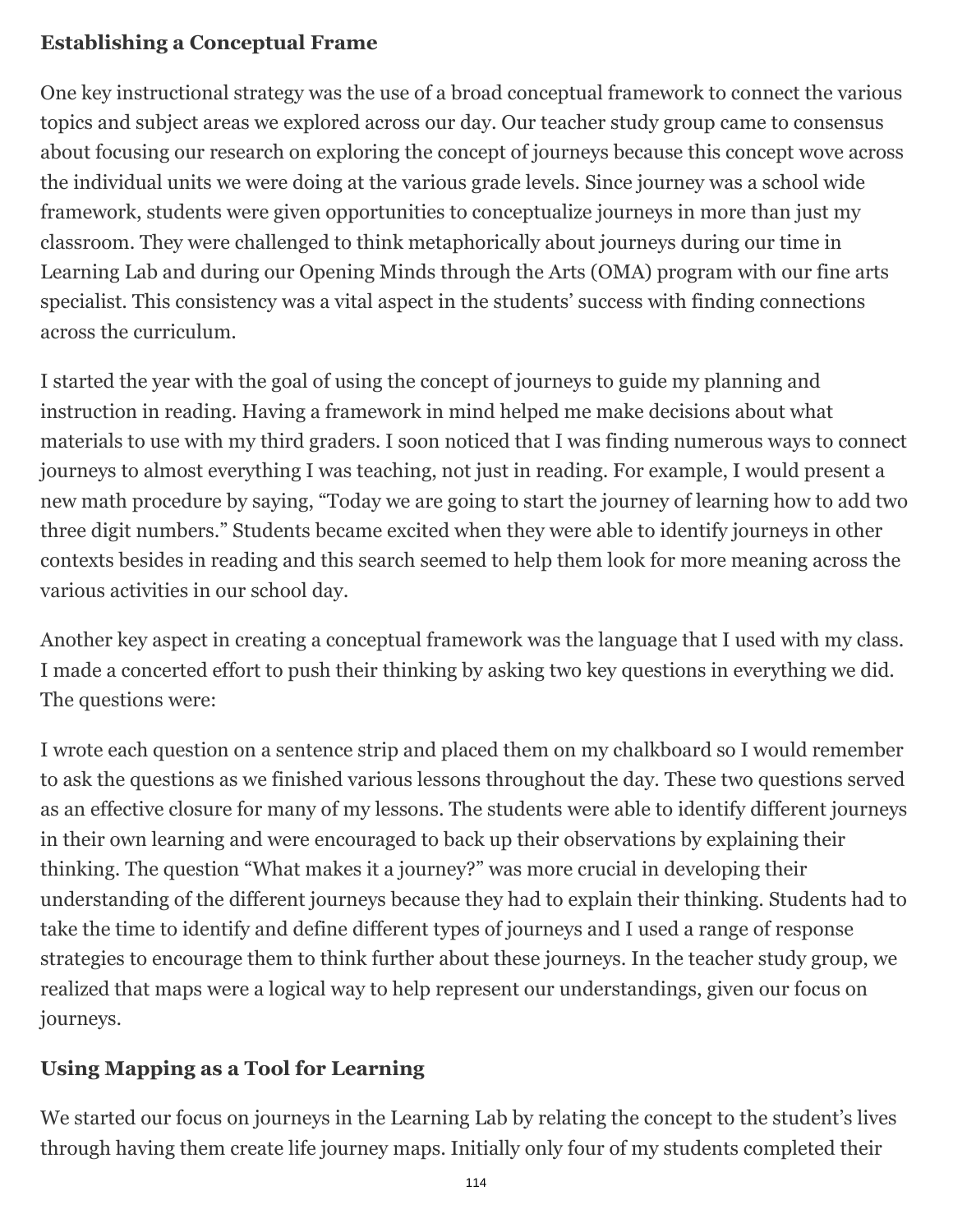## Establishing a Conceptual Frame

One key instructional strategy was the use of a broad conceptual framework to connect the various topics and subject areas we explored across our day. Our teacher study group came to consensus about focusing our research on exploring the concept of journeys because this concept wove across the individual units we were doing at the various grade levels. Since journey was a school wide framework, students were given opportunities to conceptualize journeys in more than just my classroom. They were challenged to think metaphorically about journeys during our time in Learning Lab and during our Opening Minds through the Arts (OMA) program with our fine arts specialist. This consistency was a vital aspect in the students' success with finding connections across the curriculum.

I started the year with the goal of using the concept of journeys to guide my planning and instruction in reading. Having a framework in mind helped me make decisions about what materials to use with my third graders. I soon noticed that I was finding numerous ways to connect journeys to almost everything I was teaching, not just in reading. For example, I would present a new math procedure by saying, "Today we are going to start the journey of learning how to add two three digit numbers." Students became excited when they were able to identify journeys in other contexts besides in reading and this search seemed to help them look for more meaning across the various activities in our school day.

Another key aspect in creating a conceptual framework was the language that I used with my class. I made a concerted effort to push their thinking by asking two key questions in everything we did. The questions were:

I wrote each question on a sentence strip and placed them on my chalkboard so I would remember to ask the questions as we finished various lessons throughout the day. These two questions served as an effective closure for many of my lessons. The students were able to identify different journeys in their own learning and were encouraged to back up their observations by explaining their thinking. The question "What makes it a journey?" was more crucial in developing their understanding of the different journeys because they had to explain their thinking. Students had to take the time to identify and define different types of journeys and I used a range of response strategies to encourage them to think further about these journeys. In the teacher study group, we realized that maps were a logical way to help represent our understandings, given our focus on journeys.

## Using Mapping as a Tool for Learning

We started our focus on journeys in the Learning Lab by relating the concept to the student's lives through having them create life journey maps. Initially only four of my students completed their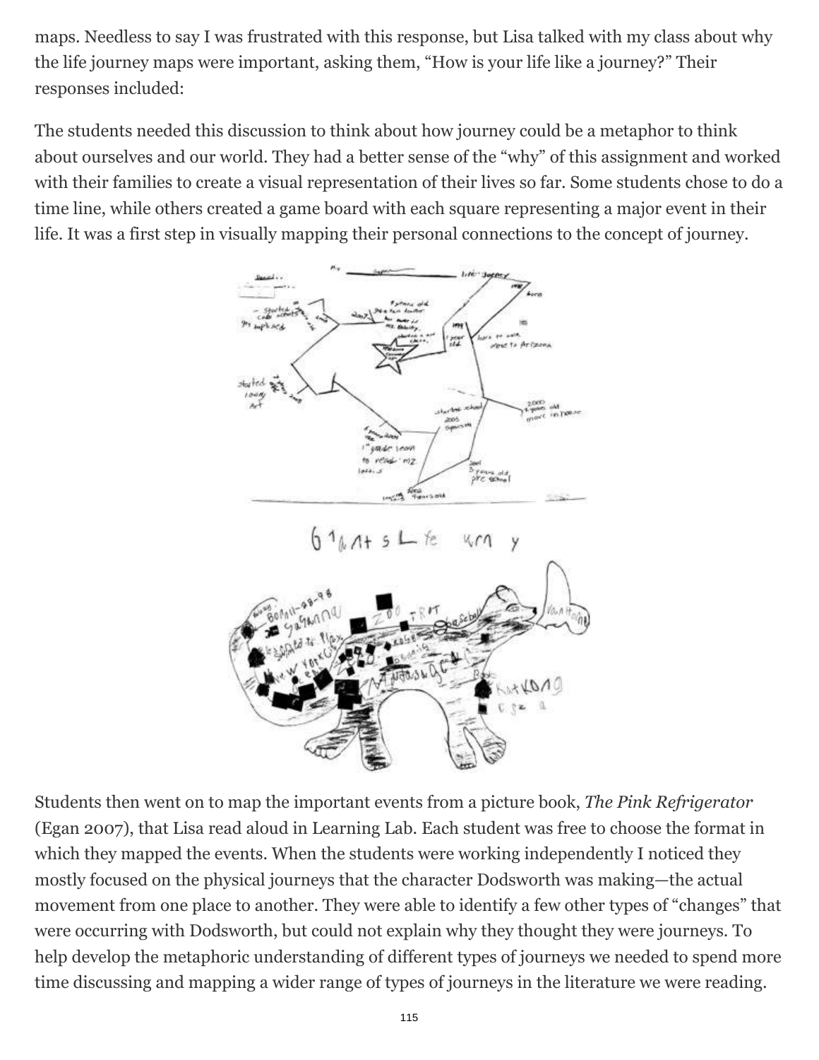maps. Needless to say I was frustrated with this response, but Lisa talked with my class about why the life journey maps were important, asking them, "How is your life like a journey?" Their responses included:

The students needed this discussion to think about how journey could be a metaphor to think about ourselves and our world. They had a better sense of the "why" of this assignment and worked with their families to create a visual representation of their lives so far. Some students chose to do a time line, while others created a game board with each square representing a major event in their life. It was a first step in visually mapping their personal connections to the concept of journey.

Students then went on to map the important events from a picture book, *The Pink Refrigerator* (Egan 2007), that Lisa read aloud in Learning Lab. Each student was free to choose the format in which they mapped the events. When the students were working independently I noticed they mostly focused on the physical journeys that the character Dodsworth was making—the actual movement from one place to another. They were able to identify a few other types of "changes" that were occurring with Dodsworth, but could not explain why they thought they were journeys. To help develop the metaphoric understanding of different types of journeys we needed to spend more time discussing and mapping a wider range of types of journeys in the literature we were reading.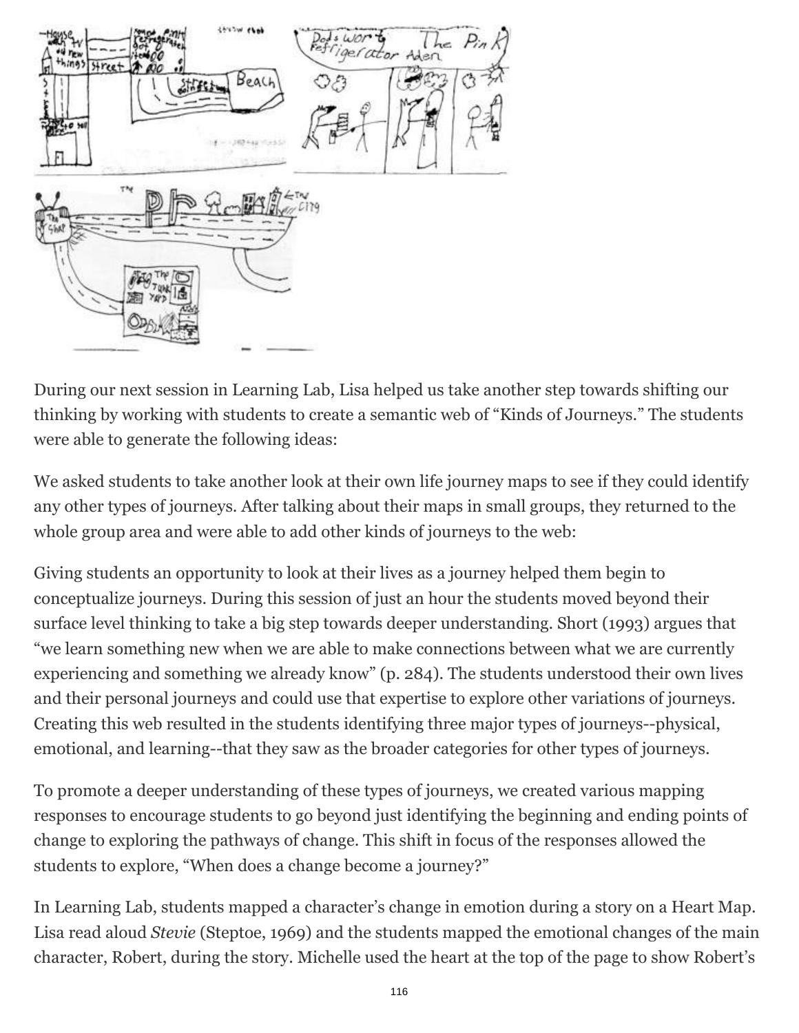During our next session in Learning Lab, Lisa helped us take another step towards shifting our thinking by working with students to create a semantic web of "Kinds of Journeys." The students were able to generate the following ideas:

We asked students to take another look at their own life journey maps to see if they could identify any other types of journeys. After talking about their maps in small groups, they returned to the whole group area and were able to add other kinds of journeys to the web:

Giving students an opportunity to look at their lives as a journey helped them begin to conceptualize journeys. During this session of just an hour the students moved beyond their surface level thinking to take a big step towards deeper understanding. Short (1993) argues that "we learn something new when we are able to make connections between what we are currently experiencing and something we already know" (p. 284). The students understood their own lives and their personal journeys and could use that expertise to explore other variations of journeys. Creating this web resulted in the students identifying three major types of journeys--physical, emotional, and learning--that they saw as the broader categories for other types of journeys.

To promote a deeper understanding of these types of journeys, we created various mapping responses to encourage students to go beyond just identifying the beginning and ending points of change to exploring the pathways of change. This shift in focus of the responses allowed the students to explore, "When does a change become a journey?"

In Learning Lab, students mapped a character's change in emotion during a story on a Heart Map. Lisa read aloud *Stevie* (Steptoe, 1969) and the students mapped the emotional changes of the main character, Robert, during the story. Michelle used the heart at the top of the page to show Robert's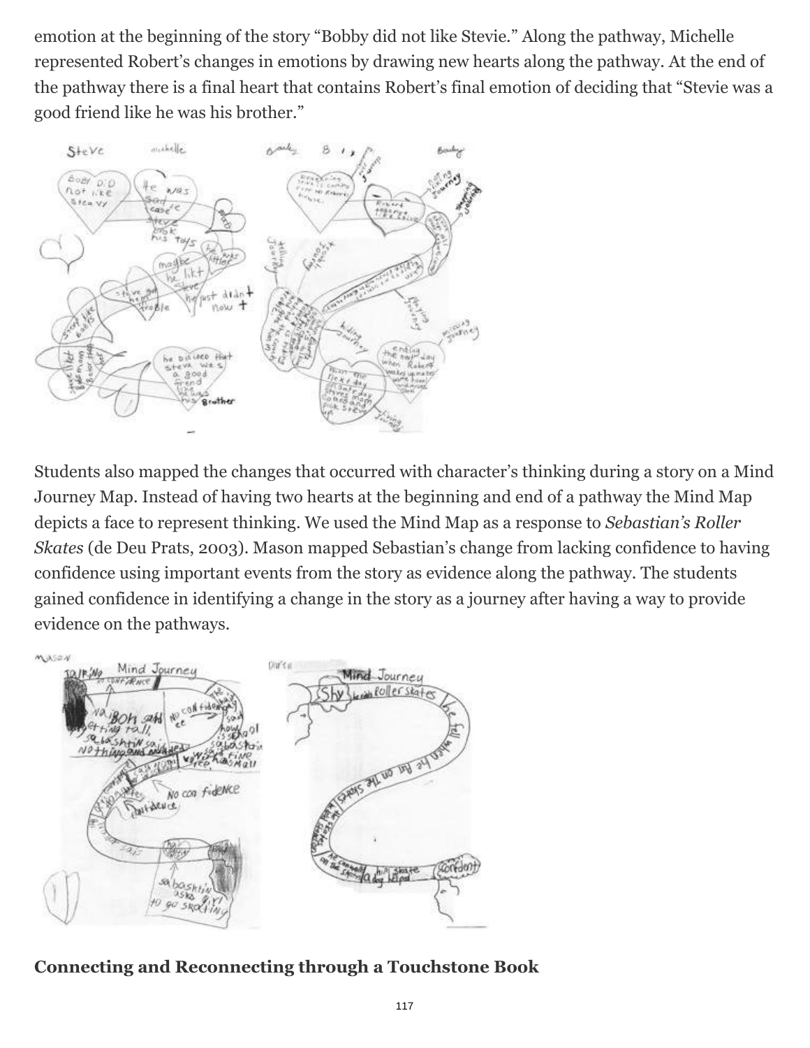emotion at the beginning of the story "Bobby did not like Stevie." Along the pathway, Michelle represented Robert's changes in emotions by drawing new hearts along the pathway. At the end of the pathway there is a final heart that contains Robert's final emotion of deciding that "Stevie was a good friend like he was his brother."

Students also mapped the changes that occurred with character's thinking during a story on a Mind Journey Map. Instead of having two hearts at the beginning and end of a pathway the Mind Map depicts a face to represent thinking. We used the Mind Map as a response to *Sebastian's Roller Skates* (de Deu Prats, 2003). Mason mapped Sebastian's change from lacking confidence to having confidence using important events from the story as evidence along the pathway. The students gained confidence in identifying a change in the story as a journey after having a way to provide evidence on the pathways.

**Connecting and Reconnecting through a Touchstone Book**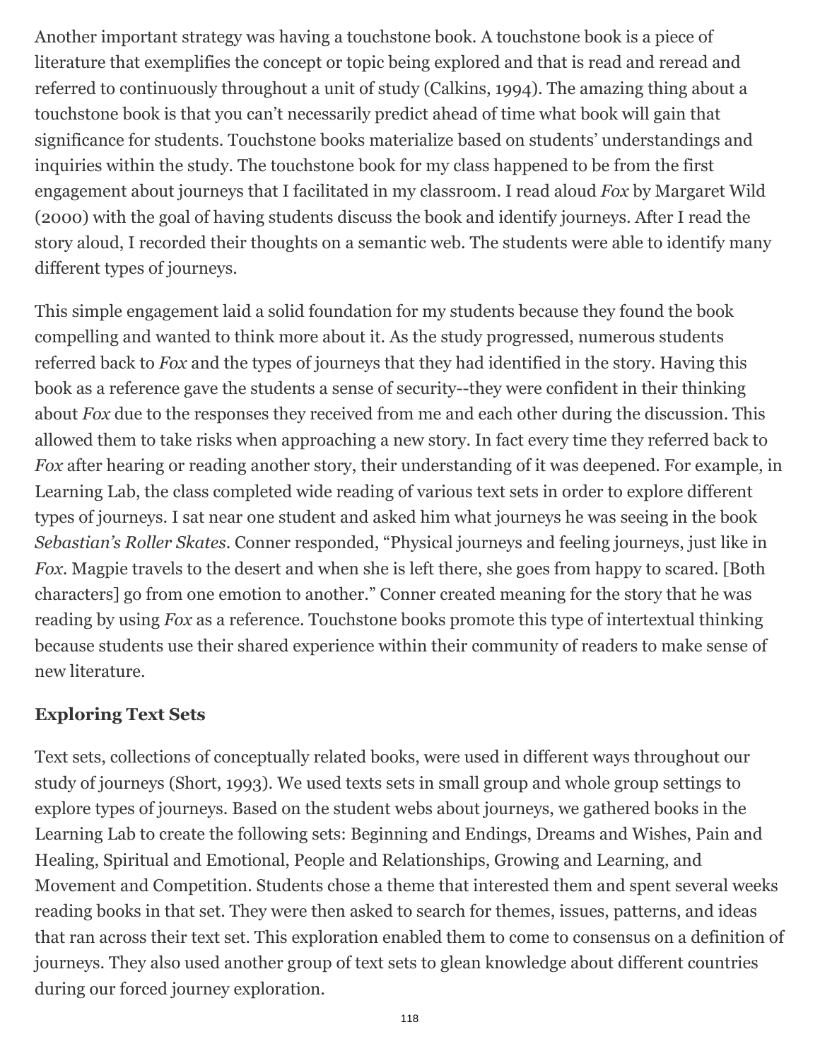Another important strategy was having a touchstone book. A touchstone book is a piece of literature that exemplifies the concept or topic being explored and that is read and reread and referred to continuously throughout a unit of study (Calkins, 1994). The amazing thing about a touchstone book is that you can't necessarily predict ahead of time what book will gain that significance for students. Touchstone books materialize based on students' understandings and inquiries within the study. The touchstone book for my class happened to be from the first engagement about journeys that I facilitated in my classroom. I read aloud *Fox* by Margaret Wild (2000) with the goal of having students discuss the book and identify journeys. After I read the story aloud, I recorded their thoughts on a semantic web. The students were able to identify many different types of journeys.

This simple engagement laid a solid foundation for my students because they found the book compelling and wanted to think more about it. As the study progressed, numerous students referred back to *Fox* and the types of journeys that they had identified in the story. Having this book as a reference gave the students a sense of security--they were confident in their thinking about *Fox* due to the responses they received from me and each other during the discussion. This allowed them to take risks when approaching a new story. In fact every time they referred back to *Fox* after hearing or reading another story, their understanding of it was deepened. For example, in Learning Lab, the class completed wide reading of various text sets in order to explore different types of journeys. I sat near one student and asked him what journeys he was seeing in the book *Sebastian's Roller Skates*. Conner responded, "Physical journeys and feeling journeys, just like in *Fox*. Magpie travels to the desert and when she is left there, she goes from happy to scared. [Both characters] go from one emotion to another." Conner created meaning for the story that he was reading by using *Fox* as a reference. Touchstone books promote this type of intertextual thinking because students use their shared experience within their community of readers to make sense of new literature.

### Exploring Text Sets

Text sets, collections of conceptually related books, were used in different ways throughout our study of journeys (Short, 1993). We used texts sets in small group and whole group settings to explore types of journeys. Based on the student webs about journeys, we gathered books in the Learning Lab to create the following sets: Beginning and Endings, Dreams and Wishes, Pain and Healing, Spiritual and Emotional, People and Relationships, Growing and Learning, and Movement and Competition. Students chose a theme that interested them and spent several weeks reading books in that set. They were then asked to search for themes, issues, patterns, and ideas that ran across their text set. This exploration enabled them to come to consensus on a definition of journeys. They also used another group of text sets to glean knowledge about different countries during our forced journey exploration.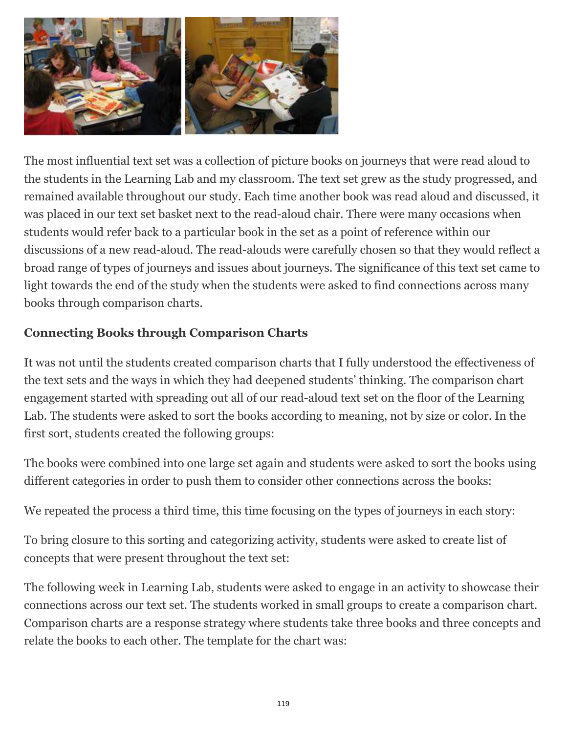The most influential text set was a collection of picture books on journeys that were read aloud to the students in the Learning Lab and my classroom. The text set grew as the study progressed, and remained available throughout our study. Each time another book was read aloud and discussed, it was placed in our text set basket next to the read-aloud chair. There were many occasions when students would refer back to a particular book in the set as a point of reference within our discussions of a new read-aloud. The read-alouds were carefully chosen so that they would reflect a broad range of types of journeys and issues about journeys. The significance of this text set came to light towards the end of the study when the students were asked to find connections across many books through comparison charts.

**Connecting Books through Comparison Charts**

It was not until the students created comparison charts that I fully understood the effectiveness of the text sets and the ways in which they had deepened students' thinking. The comparison chart engagement started with spreading out all of our read-aloud text set on the floor of the Learning Lab. The students were asked to sort the books according to meaning, not by size or color. In the first sort, students created the following groups:

The books were combined into one large set again and students were asked to sort the books using different categories in order to push them to consider other connections across the books:

We repeated the process a third time, this time focusing on the types of journeys in each story:

To bring closure to this sorting and categorizing activity, students were asked to create list of concepts that were present throughout the text set:

The following week in Learning Lab, students were asked to engage in an activity to showcase their connections across our text set. The students worked in small groups to create a comparison chart. Comparison charts are a response strategy where students take three books and three concepts and relate the books to each other. The template for the chart was: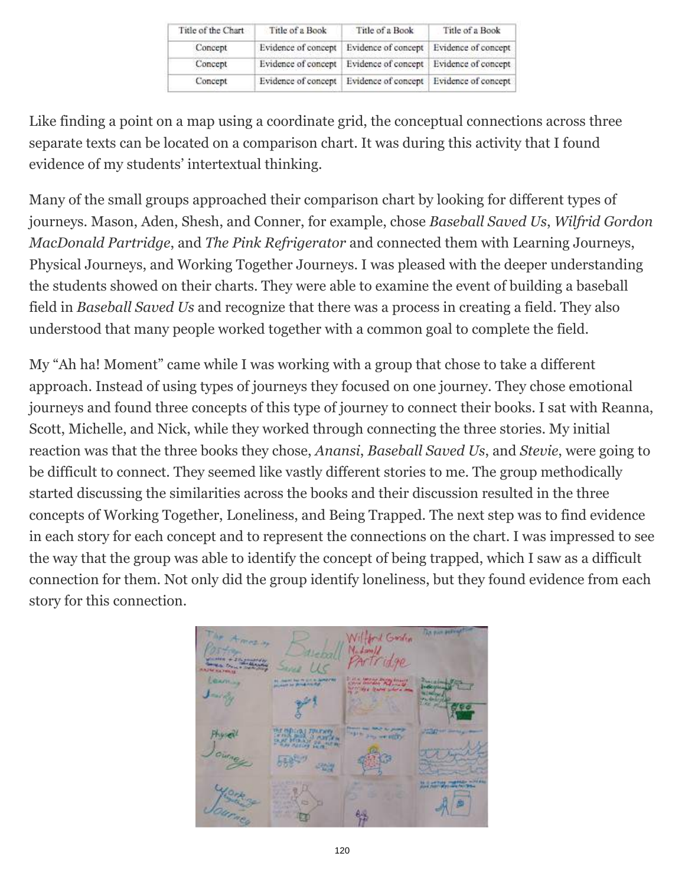| Title of the Chart | Title of a Book | Title of a Book | Title of a Book |
| --- | --- | --- | --- |
| Concept | Evidence of concept | Evidence of concept | Evidence of concept |
| Concept | Evidence of concept | Evidence of concept | Evidence of concept |
| Concept | Evidence of concept | Evidence of concept | Evidence of concept |

Like finding a point on a map using a coordinate grid, the conceptual connections across three separate texts can be located on a comparison chart. It was during this activity that I found evidence of my students' intertextual thinking.

Many of the small groups approached their comparison chart by looking for different types of journeys. Mason, Aden, Shesh, and Conner, for example, chose *Baseball Saved Us*, *Wilfrid Gordon MacDonald Partridge*, and *The Pink Refrigerator* and connected them with Learning Journeys, Physical Journeys, and Working Together Journeys. I was pleased with the deeper understanding the students showed on their charts. They were able to examine the event of building a baseball field in *Baseball Saved Us* and recognize that there was a process in creating a field. They also understood that many people worked together with a common goal to complete the field.

My "Ah ha! Moment" came while I was working with a group that chose to take a different approach. Instead of using types of journeys they focused on one journey. They chose emotional journeys and found three concepts of this type of journey to connect their books. I sat with Reanna, Scott, Michelle, and Nick, while they worked through connecting the three stories. My initial reaction was that the three books they chose, *Anansi*, *Baseball Saved Us*, and *Stevie*, were going to be difficult to connect. They seemed like vastly different stories to me. The group methodically started discussing the similarities across the books and their discussion resulted in the three concepts of Working Together, Loneliness, and Being Trapped. The next step was to find evidence in each story for each concept and to represent the connections on the chart. I was impressed to see the way that the group was able to identify the concept of being trapped, which I saw as a difficult connection for them. Not only did the group identify loneliness, but they found evidence from each story for this connection.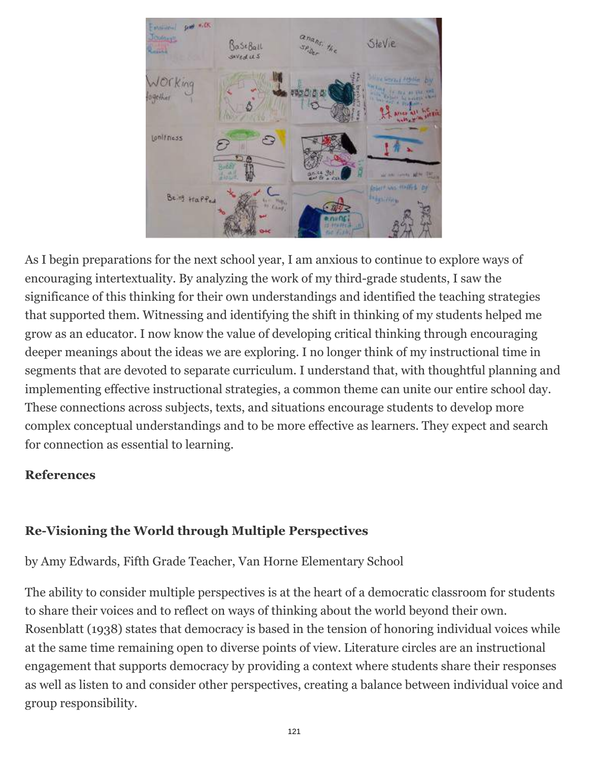As I begin preparations for the next school year, I am anxious to continue to explore ways of encouraging intertextuality. By analyzing the work of my third-grade students, I saw the significance of this thinking for their own understandings and identified the teaching strategies that supported them. Witnessing and identifying the shift in thinking of my students helped me grow as an educator. I now know the value of developing critical thinking through encouraging deeper meanings about the ideas we are exploring. I no longer think of my instructional time in segments that are devoted to separate curriculum. I understand that, with thoughtful planning and implementing effective instructional strategies, a common theme can unite our entire school day. These connections across subjects, texts, and situations encourage students to develop more complex conceptual understandings and to be more effective as learners. They expect and search for connection as essential to learning.

**References**

## Re-Visioning the World through Multiple Perspectives

by Amy Edwards, Fifth Grade Teacher, Van Horne Elementary School

The ability to consider multiple perspectives is at the heart of a democratic classroom for students to share their voices and to reflect on ways of thinking about the world beyond their own. Rosenblatt (1938) states that democracy is based in the tension of honoring individual voices while at the same time remaining open to diverse points of view. Literature circles are an instructional engagement that supports democracy by providing a context where students share their responses as well as listen to and consider other perspectives, creating a balance between individual voice and group responsibility.